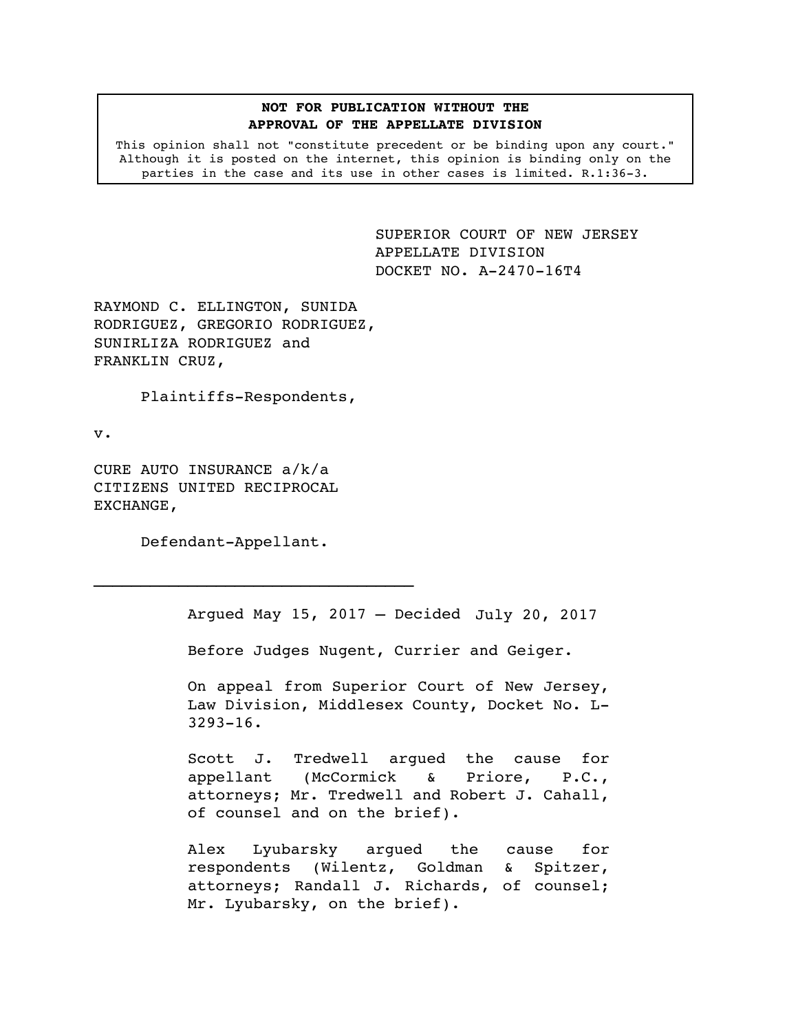**NOT FOR PUBLICATION WITHOUT THE APPROVAL OF THE APPELLATE DIVISION**

This opinion shall not "constitute precedent or be binding upon any court." Although it is posted on the internet, this opinion is binding only on the parties in the case and its use in other cases is limited. R.1:36-3.

SUPERIOR COURT OF NEW JERSEY
APPELLATE DIVISION
DOCKET NO. A-2470-16T4

RAYMOND C. ELLINGTON, SUNIDA RODRIGUEZ, GREGORIO RODRIGUEZ, SUNIRLIZA RODRIGUEZ and FRANKLIN CRUZ,

Plaintiffs-Respondents,

v.

CURE AUTO INSURANCE a/k/a CITIZENS UNITED RECIPROCAL EXCHANGE,

Defendant-Appellant.

---

Argued May 15, 2017 – Decided July 20, 2017

Before Judges Nugent, Currier and Geiger.

On appeal from Superior Court of New Jersey, Law Division, Middlesex County, Docket No. L-3293-16.

Scott J. Tredwell argued the cause for appellant (McCormick & Priore, P.C., attorneys; Mr. Tredwell and Robert J. Cahall, of counsel and on the brief).

Alex Lyubarsky argued the cause for respondents (Wilentz, Goldman & Spitzer, attorneys; Randall J. Richards, of counsel; Mr. Lyubarsky, on the brief).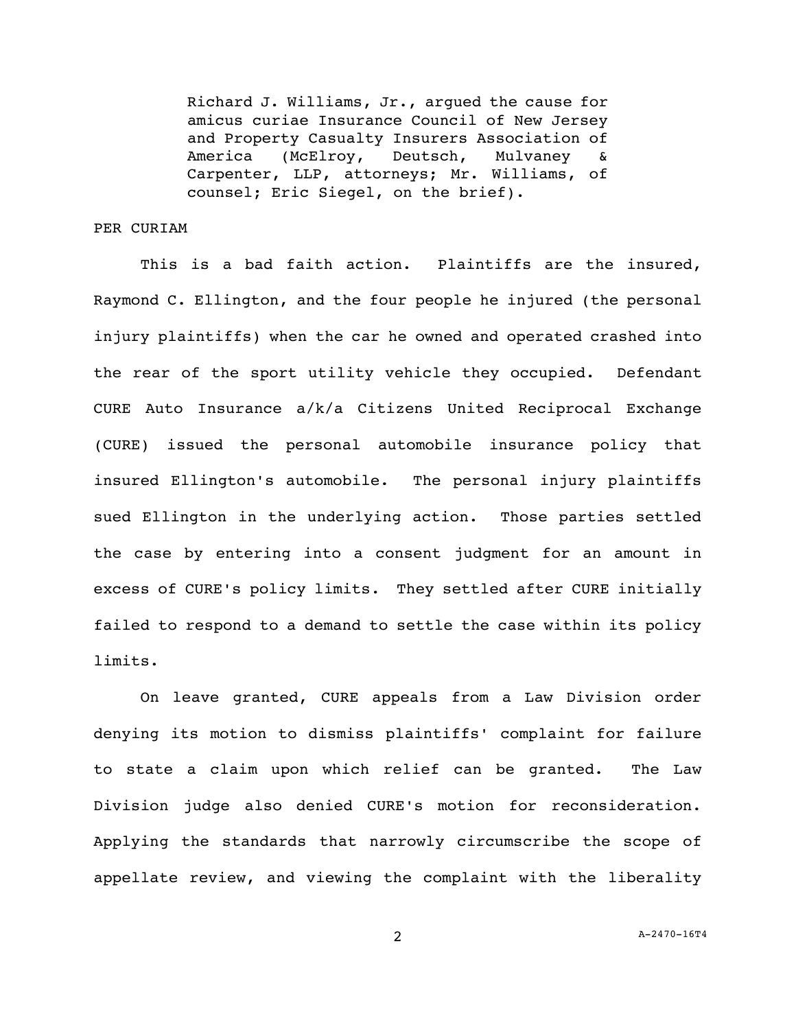Richard J. Williams, Jr., argued the cause for amicus curiae Insurance Council of New Jersey and Property Casualty Insurers Association of America (McElroy, Deutsch, Mulvaney & Carpenter, LLP, attorneys; Mr. Williams, of counsel; Eric Siegel, on the brief).

PER CURIAM

This is a bad faith action. Plaintiffs are the insured, Raymond C. Ellington, and the four people he injured (the personal injury plaintiffs) when the car he owned and operated crashed into the rear of the sport utility vehicle they occupied. Defendant CURE Auto Insurance a/k/a Citizens United Reciprocal Exchange (CURE) issued the personal automobile insurance policy that insured Ellington's automobile. The personal injury plaintiffs sued Ellington in the underlying action. Those parties settled the case by entering into a consent judgment for an amount in excess of CURE's policy limits. They settled after CURE initially failed to respond to a demand to settle the case within its policy limits.

On leave granted, CURE appeals from a Law Division order denying its motion to dismiss plaintiffs' complaint for failure to state a claim upon which relief can be granted. The Law Division judge also denied CURE's motion for reconsideration. Applying the standards that narrowly circumscribe the scope of appellate review, and viewing the complaint with the liberality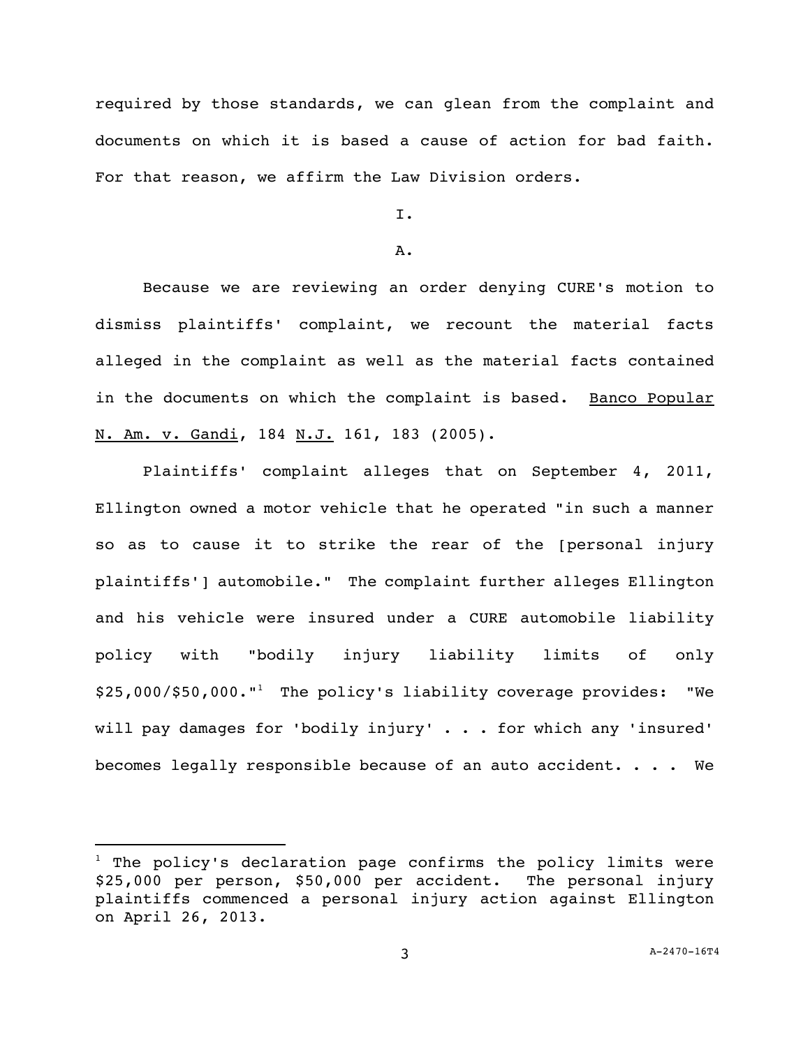required by those standards, we can glean from the complaint and documents on which it is based a cause of action for bad faith. For that reason, we affirm the Law Division orders.

I.

A.

Because we are reviewing an order denying CURE's motion to dismiss plaintiffs' complaint, we recount the material facts alleged in the complaint as well as the material facts contained in the documents on which the complaint is based. Banco Popular N. Am. v. Gandi, 184 N.J. 161, 183 (2005).

Plaintiffs' complaint alleges that on September 4, 2011, Ellington owned a motor vehicle that he operated "in such a manner so as to cause it to strike the rear of the [personal injury plaintiffs'] automobile." The complaint further alleges Ellington and his vehicle were insured under a CURE automobile liability policy with "bodily injury liability limits of only $25,000/$50,000."[1] The policy's liability coverage provides: "We will pay damages for 'bodily injury' . . . for which any 'insured' becomes legally responsible because of an auto accident. . . . We

---

[1] The policy's declaration page confirms the policy limits were $25,000 per person, $50,000 per accident. The personal injury plaintiffs commenced a personal injury action against Ellington on April 26, 2013.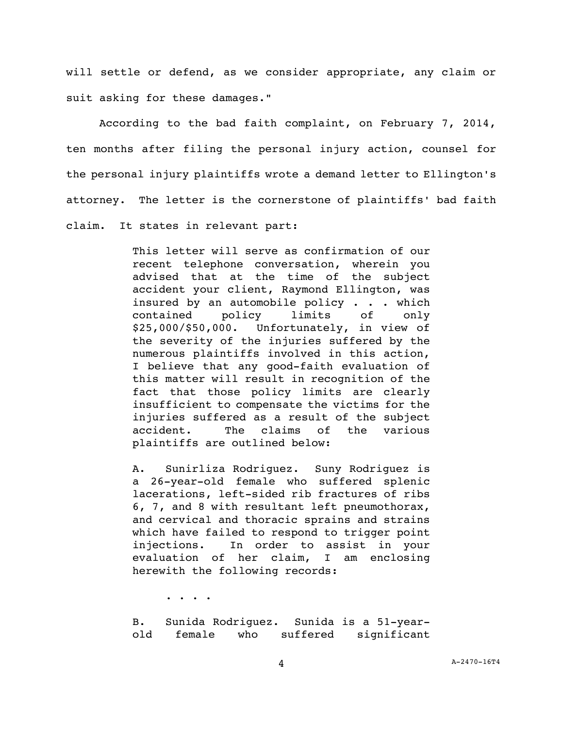will settle or defend, as we consider appropriate, any claim or suit asking for these damages."

According to the bad faith complaint, on February 7, 2014, ten months after filing the personal injury action, counsel for the personal injury plaintiffs wrote a demand letter to Ellington's attorney. The letter is the cornerstone of plaintiffs' bad faith claim. It states in relevant part:

> This letter will serve as confirmation of our recent telephone conversation, wherein you advised that at the time of the subject accident your client, Raymond Ellington, was insured by an automobile policy . . . which contained policy limits of only $25,000/$50,000. Unfortunately, in view of the severity of the injuries suffered by the numerous plaintiffs involved in this action, I believe that any good-faith evaluation of this matter will result in recognition of the fact that those policy limits are clearly insufficient to compensate the victims for the injuries suffered as a result of the subject accident. The claims of the various plaintiffs are outlined below:
>
> A. Sunirliza Rodriguez. Suny Rodriguez is a 26-year-old female who suffered splenic lacerations, left-sided rib fractures of ribs 6, 7, and 8 with resultant left pneumothorax, and cervical and thoracic sprains and strains which have failed to respond to trigger point injections. In order to assist in your evaluation of her claim, I am enclosing herewith the following records:
>
> . . . .
>
> B. Sunida Rodriguez. Sunida is a 51-year-old female who suffered significant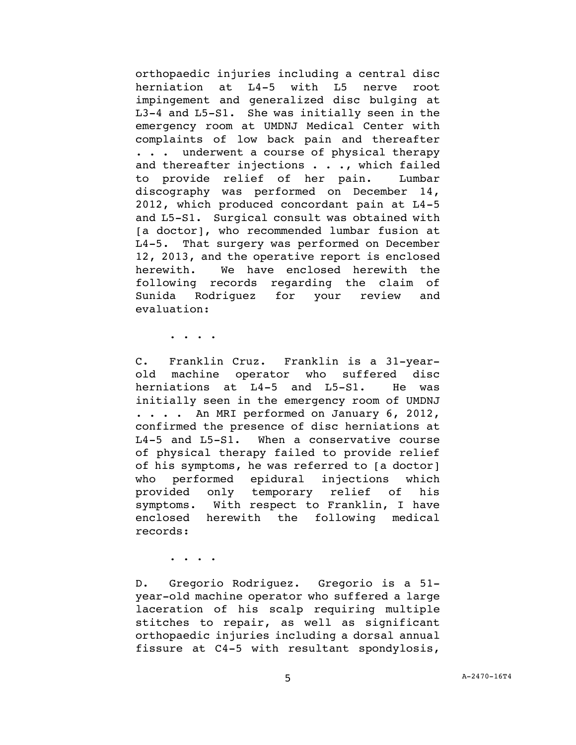orthopaedic injuries including a central disc herniation at L4-5 with L5 nerve root impingement and generalized disc bulging at L3-4 and L5-S1. She was initially seen in the emergency room at UMDNJ Medical Center with complaints of low back pain and thereafter . . . underwent a course of physical therapy and thereafter injections . . ., which failed to provide relief of her pain. Lumbar discography was performed on December 14, 2012, which produced concordant pain at L4-5 and L5-S1. Surgical consult was obtained with [a doctor], who recommended lumbar fusion at L4-5. That surgery was performed on December 12, 2013, and the operative report is enclosed herewith. We have enclosed herewith the following records regarding the claim of Sunida Rodriguez for your review and evaluation:

. . . .

C. Franklin Cruz. Franklin is a 31-year-old machine operator who suffered disc herniations at L4-5 and L5-S1. He was initially seen in the emergency room of UMDNJ . . . . An MRI performed on January 6, 2012, confirmed the presence of disc herniations at L4-5 and L5-S1. When a conservative course of physical therapy failed to provide relief of his symptoms, he was referred to [a doctor] who performed epidural injections which provided only temporary relief of his symptoms. With respect to Franklin, I have enclosed herewith the following medical records:

. . . .

D. Gregorio Rodriguez. Gregorio is a 51-year-old machine operator who suffered a large laceration of his scalp requiring multiple stitches to repair, as well as significant orthopaedic injuries including a dorsal annual fissure at C4-5 with resultant spondylosis,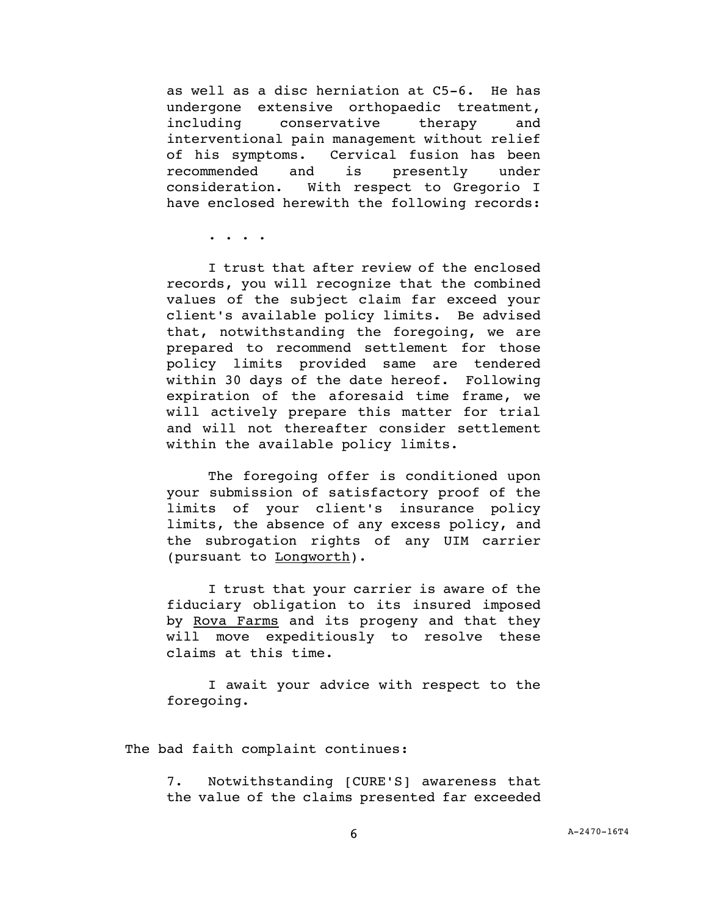> as well as a disc herniation at C5-6. He has undergone extensive orthopaedic treatment, including conservative therapy and interventional pain management without relief of his symptoms. Cervical fusion has been recommended and is presently under consideration. With respect to Gregorio I have enclosed herewith the following records:
>
> . . . .
>
> I trust that after review of the enclosed records, you will recognize that the combined values of the subject claim far exceed your client's available policy limits. Be advised that, notwithstanding the foregoing, we are prepared to recommend settlement for those policy limits provided same are tendered within 30 days of the date hereof. Following expiration of the aforesaid time frame, we will actively prepare this matter for trial and will not thereafter consider settlement within the available policy limits.
>
> The foregoing offer is conditioned upon your submission of satisfactory proof of the limits of your client's insurance policy limits, the absence of any excess policy, and the subrogation rights of any UIM carrier (pursuant to Longworth).
>
> I trust that your carrier is aware of the fiduciary obligation to its insured imposed by Rova Farms and its progeny and that they will move expeditiously to resolve these claims at this time.
>
> I await your advice with respect to the foregoing.

The bad faith complaint continues:

> 7. Notwithstanding [CURE'S] awareness that the value of the claims presented far exceeded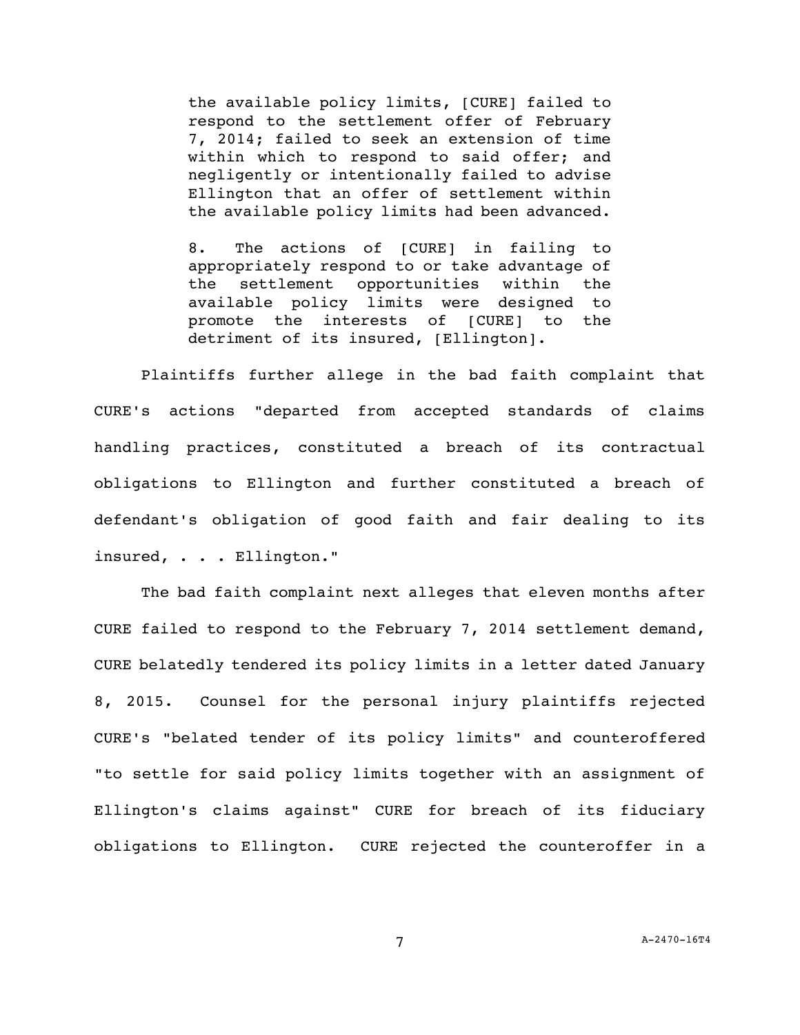> the available policy limits, [CURE] failed to respond to the settlement offer of February 7, 2014; failed to seek an extension of time within which to respond to said offer; and negligently or intentionally failed to advise Ellington that an offer of settlement within the available policy limits had been advanced.
>
> 8. The actions of [CURE] in failing to appropriately respond to or take advantage of the settlement opportunities within the available policy limits were designed to promote the interests of [CURE] to the detriment of its insured, [Ellington].

Plaintiffs further allege in the bad faith complaint that CURE's actions "departed from accepted standards of claims handling practices, constituted a breach of its contractual obligations to Ellington and further constituted a breach of defendant's obligation of good faith and fair dealing to its insured, . . . Ellington."

The bad faith complaint next alleges that eleven months after CURE failed to respond to the February 7, 2014 settlement demand, CURE belatedly tendered its policy limits in a letter dated January 8, 2015. Counsel for the personal injury plaintiffs rejected CURE's "belated tender of its policy limits" and counteroffered "to settle for said policy limits together with an assignment of Ellington's claims against" CURE for breach of its fiduciary obligations to Ellington. CURE rejected the counteroffer in a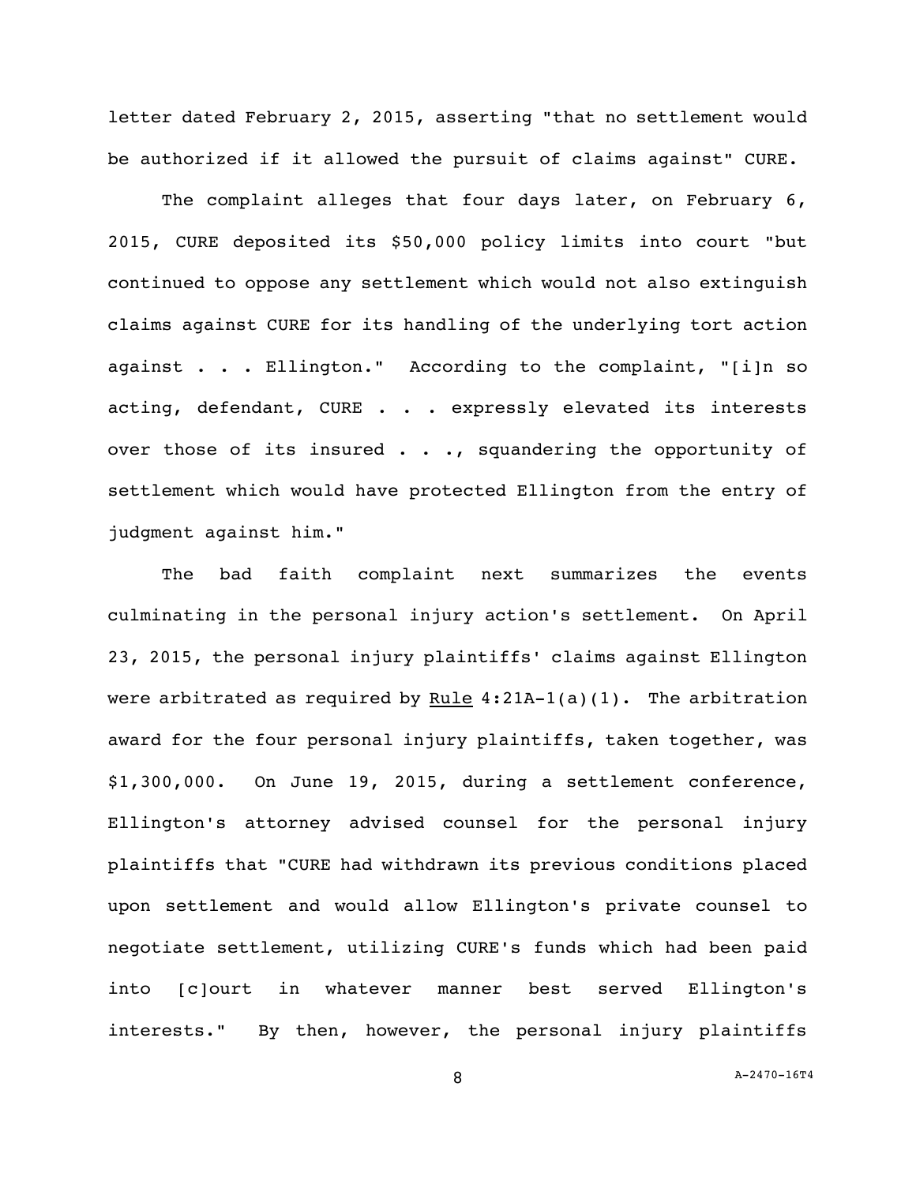letter dated February 2, 2015, asserting "that no settlement would be authorized if it allowed the pursuit of claims against" CURE.

The complaint alleges that four days later, on February 6, 2015, CURE deposited its $50,000 policy limits into court "but continued to oppose any settlement which would not also extinguish claims against CURE for its handling of the underlying tort action against . . . Ellington." According to the complaint, "[i]n so acting, defendant, CURE . . . expressly elevated its interests over those of its insured . . ., squandering the opportunity of settlement which would have protected Ellington from the entry of judgment against him."

The bad faith complaint next summarizes the events culminating in the personal injury action's settlement. On April 23, 2015, the personal injury plaintiffs' claims against Ellington were arbitrated as required by Rule 4:21A-1(a)(1). The arbitration award for the four personal injury plaintiffs, taken together, was $1,300,000. On June 19, 2015, during a settlement conference, Ellington's attorney advised counsel for the personal injury plaintiffs that "CURE had withdrawn its previous conditions placed upon settlement and would allow Ellington's private counsel to negotiate settlement, utilizing CURE's funds which had been paid into [c]ourt in whatever manner best served Ellington's interests." By then, however, the personal injury plaintiffs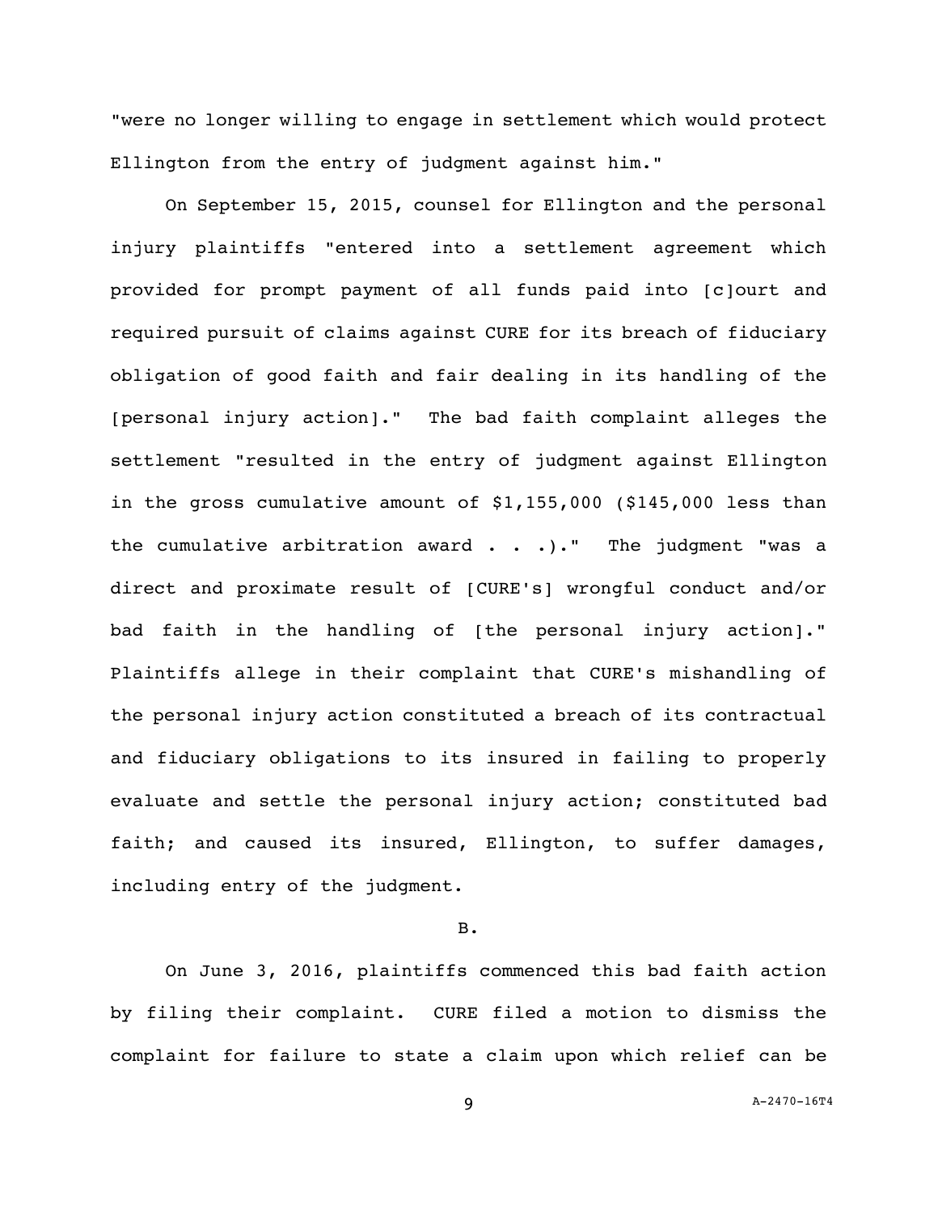"were no longer willing to engage in settlement which would protect Ellington from the entry of judgment against him."

On September 15, 2015, counsel for Ellington and the personal injury plaintiffs "entered into a settlement agreement which provided for prompt payment of all funds paid into [c]ourt and required pursuit of claims against CURE for its breach of fiduciary obligation of good faith and fair dealing in its handling of the [personal injury action]." The bad faith complaint alleges the settlement "resulted in the entry of judgment against Ellington in the gross cumulative amount of $1,155,000 ($145,000 less than the cumulative arbitration award . . .)." The judgment "was a direct and proximate result of [CURE's] wrongful conduct and/or bad faith in the handling of [the personal injury action]." Plaintiffs allege in their complaint that CURE's mishandling of the personal injury action constituted a breach of its contractual and fiduciary obligations to its insured in failing to properly evaluate and settle the personal injury action; constituted bad faith; and caused its insured, Ellington, to suffer damages, including entry of the judgment.

B.

On June 3, 2016, plaintiffs commenced this bad faith action by filing their complaint. CURE filed a motion to dismiss the complaint for failure to state a claim upon which relief can be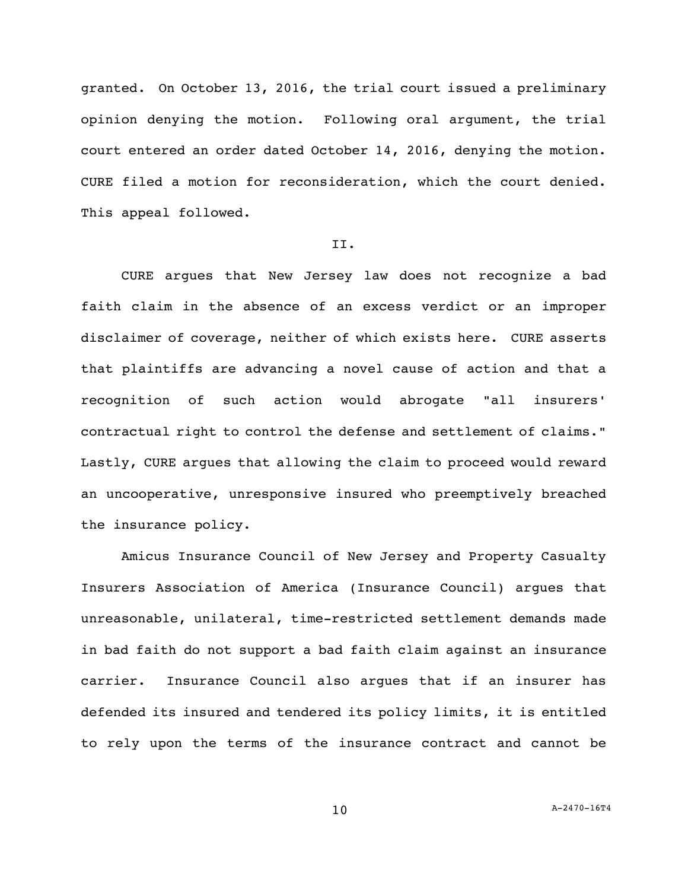granted. On October 13, 2016, the trial court issued a preliminary opinion denying the motion. Following oral argument, the trial court entered an order dated October 14, 2016, denying the motion. CURE filed a motion for reconsideration, which the court denied. This appeal followed.

## II.

CURE argues that New Jersey law does not recognize a bad faith claim in the absence of an excess verdict or an improper disclaimer of coverage, neither of which exists here. CURE asserts that plaintiffs are advancing a novel cause of action and that a recognition of such action would abrogate "all insurers' contractual right to control the defense and settlement of claims." Lastly, CURE argues that allowing the claim to proceed would reward an uncooperative, unresponsive insured who preemptively breached the insurance policy.

Amicus Insurance Council of New Jersey and Property Casualty Insurers Association of America (Insurance Council) argues that unreasonable, unilateral, time-restricted settlement demands made in bad faith do not support a bad faith claim against an insurance carrier. Insurance Council also argues that if an insurer has defended its insured and tendered its policy limits, it is entitled to rely upon the terms of the insurance contract and cannot be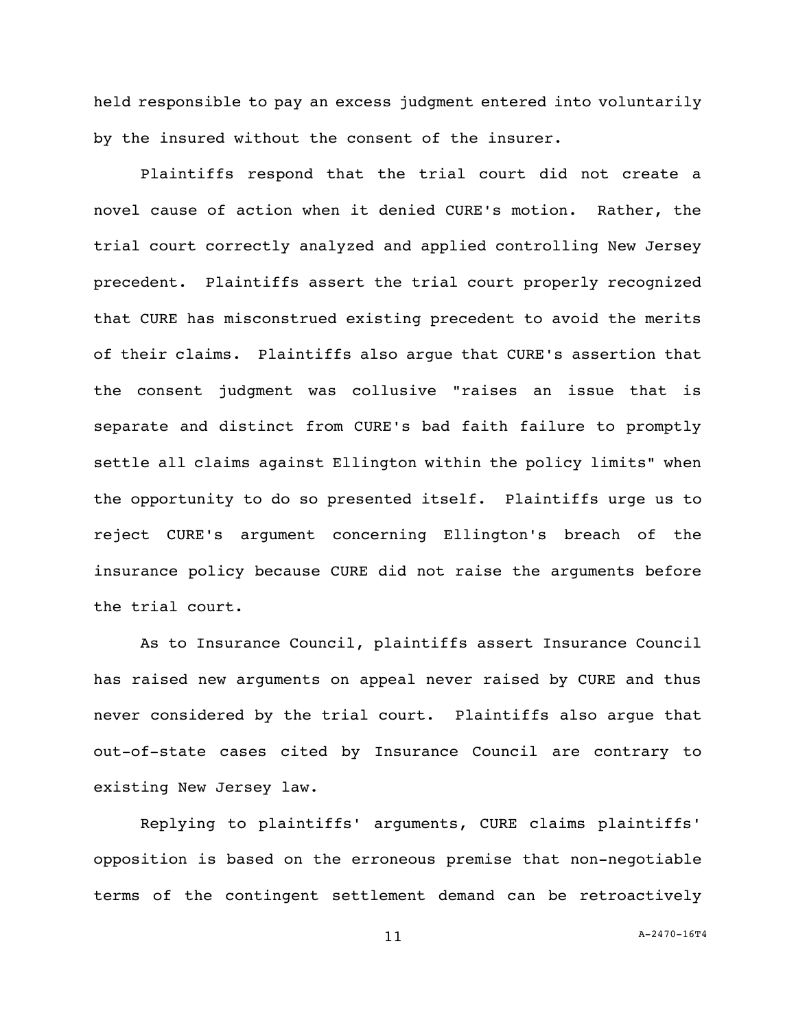held responsible to pay an excess judgment entered into voluntarily by the insured without the consent of the insurer.

Plaintiffs respond that the trial court did not create a novel cause of action when it denied CURE's motion. Rather, the trial court correctly analyzed and applied controlling New Jersey precedent. Plaintiffs assert the trial court properly recognized that CURE has misconstrued existing precedent to avoid the merits of their claims. Plaintiffs also argue that CURE's assertion that the consent judgment was collusive "raises an issue that is separate and distinct from CURE's bad faith failure to promptly settle all claims against Ellington within the policy limits" when the opportunity to do so presented itself. Plaintiffs urge us to reject CURE's argument concerning Ellington's breach of the insurance policy because CURE did not raise the arguments before the trial court.

As to Insurance Council, plaintiffs assert Insurance Council has raised new arguments on appeal never raised by CURE and thus never considered by the trial court. Plaintiffs also argue that out-of-state cases cited by Insurance Council are contrary to existing New Jersey law.

Replying to plaintiffs' arguments, CURE claims plaintiffs' opposition is based on the erroneous premise that non-negotiable terms of the contingent settlement demand can be retroactively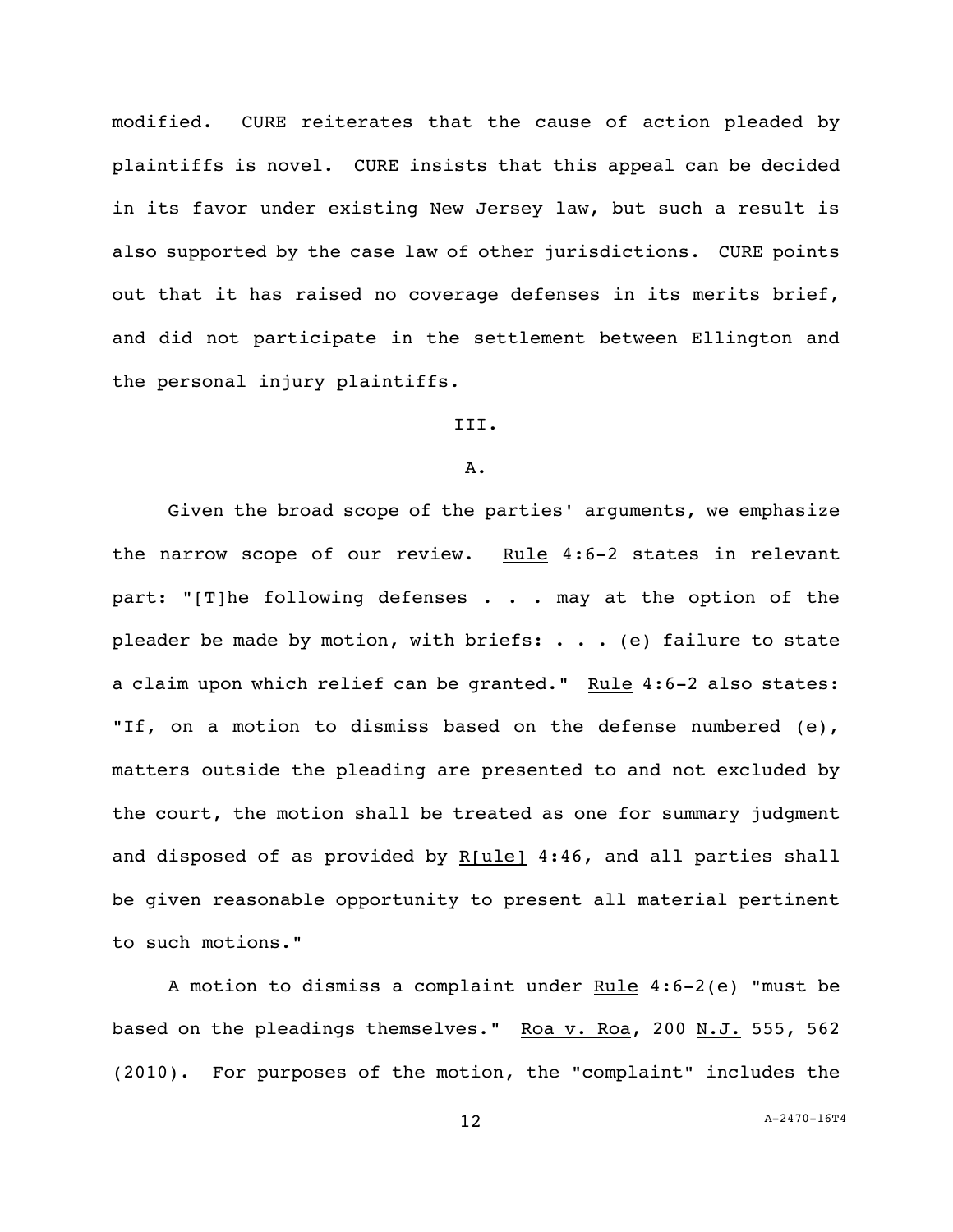modified. CURE reiterates that the cause of action pleaded by plaintiffs is novel. CURE insists that this appeal can be decided in its favor under existing New Jersey law, but such a result is also supported by the case law of other jurisdictions. CURE points out that it has raised no coverage defenses in its merits brief, and did not participate in the settlement between Ellington and the personal injury plaintiffs.

III.

A.

Given the broad scope of the parties' arguments, we emphasize the narrow scope of our review. Rule 4:6-2 states in relevant part: "[T]he following defenses . . . may at the option of the pleader be made by motion, with briefs: . . . (e) failure to state a claim upon which relief can be granted." Rule 4:6-2 also states: "If, on a motion to dismiss based on the defense numbered (e), matters outside the pleading are presented to and not excluded by the court, the motion shall be treated as one for summary judgment and disposed of as provided by R[ule] 4:46, and all parties shall be given reasonable opportunity to present all material pertinent to such motions."

A motion to dismiss a complaint under Rule 4:6-2(e) "must be based on the pleadings themselves." Roa v. Roa, 200 N.J. 555, 562 (2010). For purposes of the motion, the "complaint" includes the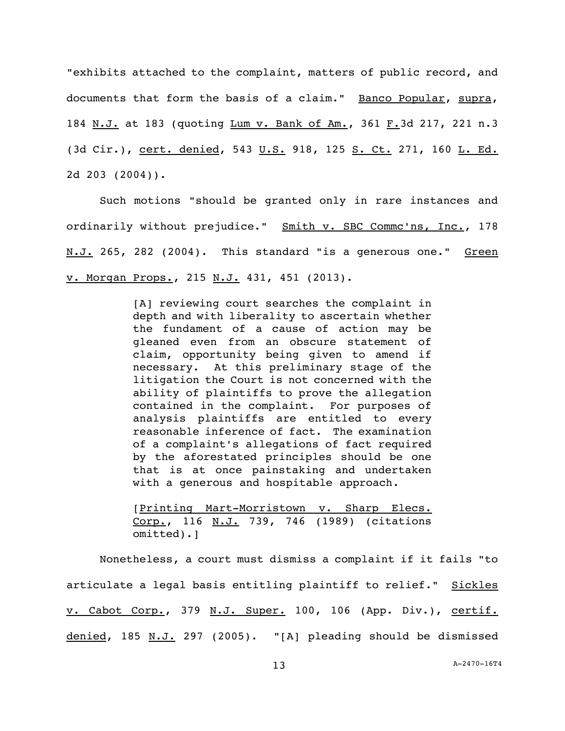"exhibits attached to the complaint, matters of public record, and documents that form the basis of a claim." Banco Popular, supra, 184 N.J. at 183 (quoting Lum v. Bank of Am., 361 F.3d 217, 221 n.3 (3d Cir.), cert. denied, 543 U.S. 918, 125 S. Ct. 271, 160 L. Ed. 2d 203 (2004)).

Such motions "should be granted only in rare instances and ordinarily without prejudice." Smith v. SBC Commc'ns, Inc., 178 N.J. 265, 282 (2004). This standard "is a generous one." Green v. Morgan Props., 215 N.J. 431, 451 (2013).

> [A] reviewing court searches the complaint in depth and with liberality to ascertain whether the fundament of a cause of action may be gleaned even from an obscure statement of claim, opportunity being given to amend if necessary. At this preliminary stage of the litigation the Court is not concerned with the ability of plaintiffs to prove the allegation contained in the complaint. For purposes of analysis plaintiffs are entitled to every reasonable inference of fact. The examination of a complaint's allegations of fact required by the aforestated principles should be one that is at once painstaking and undertaken with a generous and hospitable approach.
>
> [Printing Mart-Morristown v. Sharp Elecs. Corp., 116 N.J. 739, 746 (1989) (citations omitted).]

Nonetheless, a court must dismiss a complaint if it fails "to articulate a legal basis entitling plaintiff to relief." Sickles v. Cabot Corp., 379 N.J. Super. 100, 106 (App. Div.), certif. denied, 185 N.J. 297 (2005). "[A] pleading should be dismissed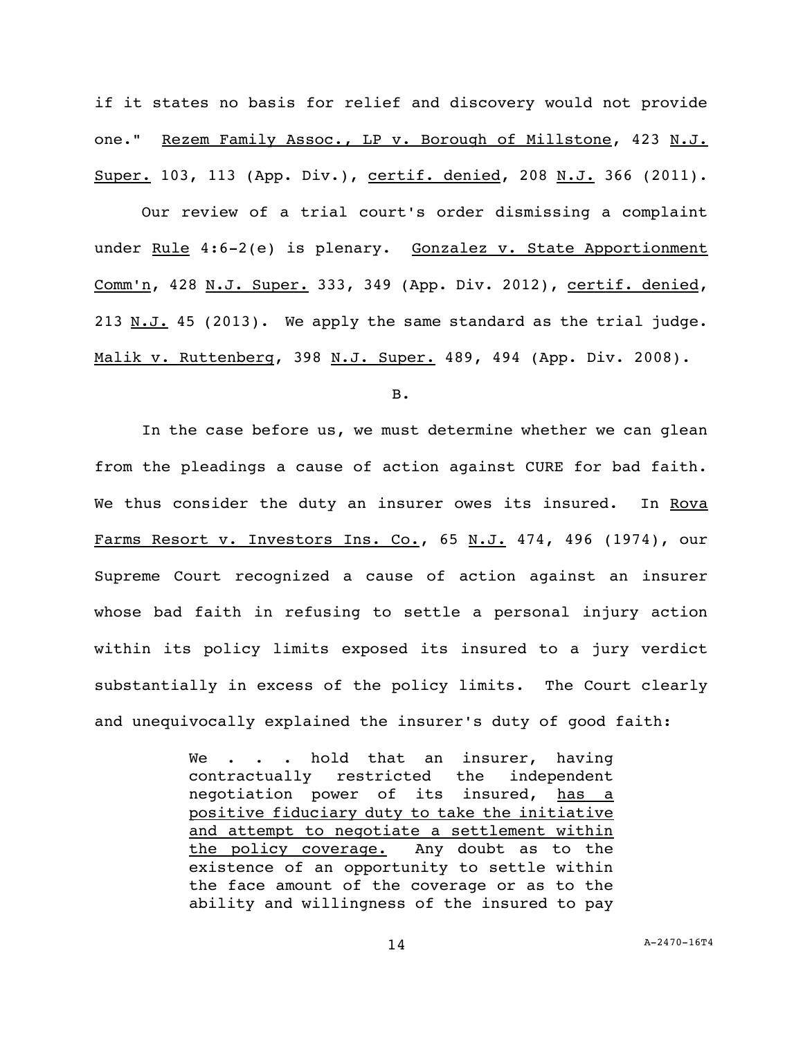if it states no basis for relief and discovery would not provide one." Rezem Family Assoc., LP v. Borough of Millstone, 423 N.J. Super. 103, 113 (App. Div.), certif. denied, 208 N.J. 366 (2011).

Our review of a trial court's order dismissing a complaint under Rule 4:6-2(e) is plenary. Gonzalez v. State Apportionment Comm'n, 428 N.J. Super. 333, 349 (App. Div. 2012), certif. denied, 213 N.J. 45 (2013). We apply the same standard as the trial judge. Malik v. Ruttenberg, 398 N.J. Super. 489, 494 (App. Div. 2008).

B.

In the case before us, we must determine whether we can glean from the pleadings a cause of action against CURE for bad faith. We thus consider the duty an insurer owes its insured. In Rova Farms Resort v. Investors Ins. Co., 65 N.J. 474, 496 (1974), our Supreme Court recognized a cause of action against an insurer whose bad faith in refusing to settle a personal injury action within its policy limits exposed its insured to a jury verdict substantially in excess of the policy limits. The Court clearly and unequivocally explained the insurer's duty of good faith:

> We . . . hold that an insurer, having contractually restricted the independent negotiation power of its insured, has a positive fiduciary duty to take the initiative and attempt to negotiate a settlement within the policy coverage. Any doubt as to the existence of an opportunity to settle within the face amount of the coverage or as to the ability and willingness of the insured to pay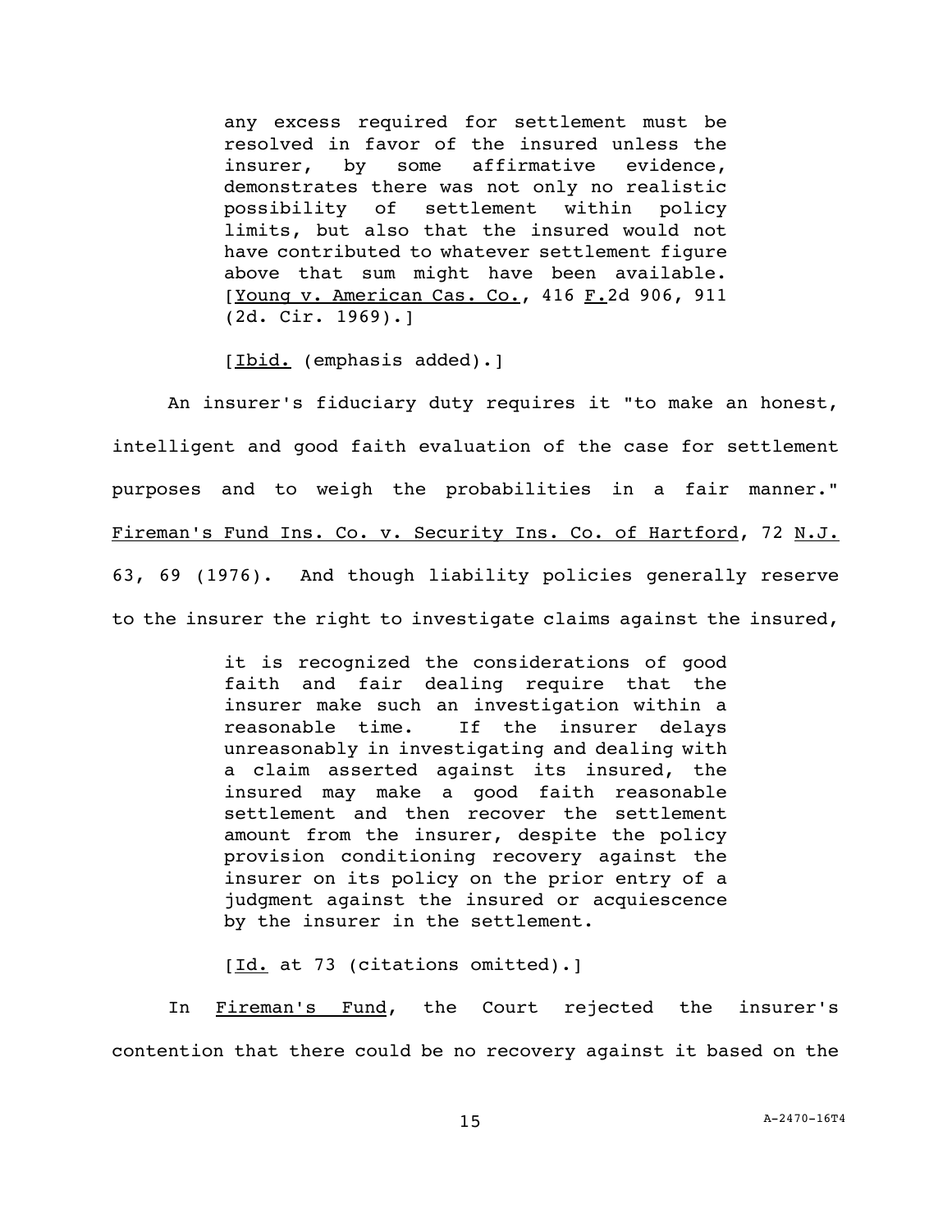> any excess required for settlement must be resolved in favor of the insured unless the insurer, by some affirmative evidence, demonstrates there was not only no realistic possibility of settlement within policy limits, but also that the insured would not have contributed to whatever settlement figure above that sum might have been available. [Young v. American Cas. Co., 416 F.2d 906, 911 (2d. Cir. 1969).]
>
> [Ibid. (emphasis added).]

An insurer's fiduciary duty requires it "to make an honest, intelligent and good faith evaluation of the case for settlement purposes and to weigh the probabilities in a fair manner." Fireman's Fund Ins. Co. v. Security Ins. Co. of Hartford, 72 N.J. 63, 69 (1976). And though liability policies generally reserve to the insurer the right to investigate claims against the insured,

> it is recognized the considerations of good faith and fair dealing require that the insurer make such an investigation within a reasonable time. If the insurer delays unreasonably in investigating and dealing with a claim asserted against its insured, the insured may make a good faith reasonable settlement and then recover the settlement amount from the insurer, despite the policy provision conditioning recovery against the insurer on its policy on the prior entry of a judgment against the insured or acquiescence by the insurer in the settlement.
>
> [Id. at 73 (citations omitted).]

In Fireman's Fund, the Court rejected the insurer's contention that there could be no recovery against it based on the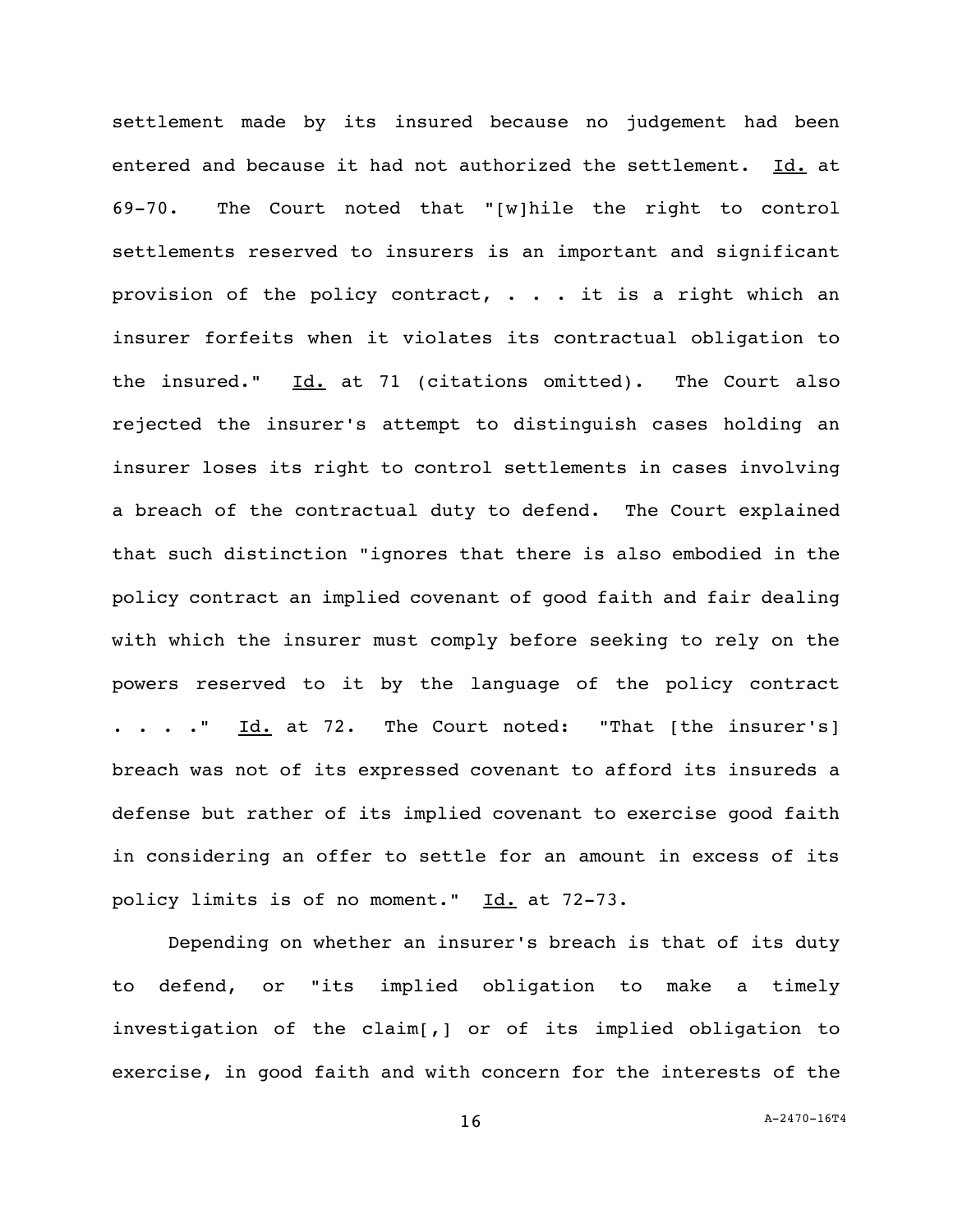settlement made by its insured because no judgement had been entered and because it had not authorized the settlement. Id. at 69-70. The Court noted that "[w]hile the right to control settlements reserved to insurers is an important and significant provision of the policy contract, . . . it is a right which an insurer forfeits when it violates its contractual obligation to the insured." Id. at 71 (citations omitted). The Court also rejected the insurer's attempt to distinguish cases holding an insurer loses its right to control settlements in cases involving a breach of the contractual duty to defend. The Court explained that such distinction "ignores that there is also embodied in the policy contract an implied covenant of good faith and fair dealing with which the insurer must comply before seeking to rely on the powers reserved to it by the language of the policy contract . . . ." Id. at 72. The Court noted: "That [the insurer's] breach was not of its expressed covenant to afford its insureds a defense but rather of its implied covenant to exercise good faith in considering an offer to settle for an amount in excess of its policy limits is of no moment." Id. at 72-73.

Depending on whether an insurer's breach is that of its duty to defend, or "its implied obligation to make a timely investigation of the claim[,] or of its implied obligation to exercise, in good faith and with concern for the interests of the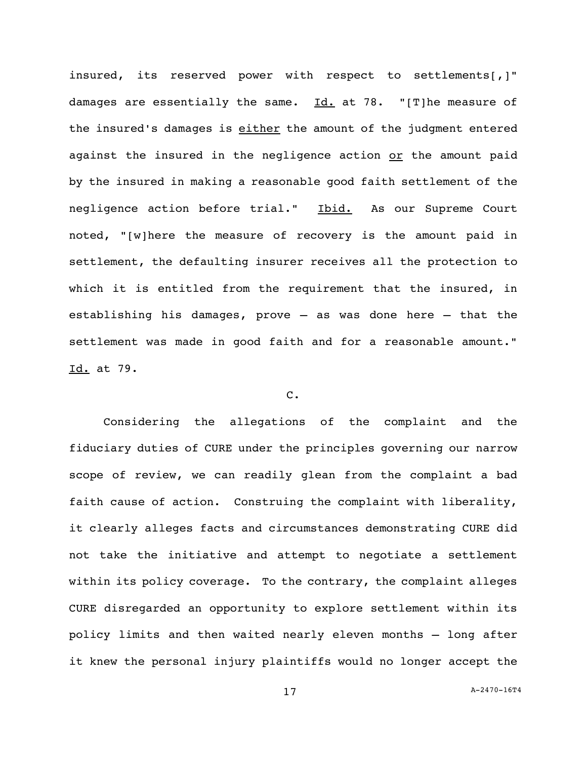insured, its reserved power with respect to settlements[,]" damages are essentially the same. Id. at 78. "[T]he measure of the insured's damages is either the amount of the judgment entered against the insured in the negligence action or the amount paid by the insured in making a reasonable good faith settlement of the negligence action before trial." Ibid. As our Supreme Court noted, "[w]here the measure of recovery is the amount paid in settlement, the defaulting insurer receives all the protection to which it is entitled from the requirement that the insured, in establishing his damages, prove – as was done here – that the settlement was made in good faith and for a reasonable amount." Id. at 79.

### C.

Considering the allegations of the complaint and the fiduciary duties of CURE under the principles governing our narrow scope of review, we can readily glean from the complaint a bad faith cause of action. Construing the complaint with liberality, it clearly alleges facts and circumstances demonstrating CURE did not take the initiative and attempt to negotiate a settlement within its policy coverage. To the contrary, the complaint alleges CURE disregarded an opportunity to explore settlement within its policy limits and then waited nearly eleven months – long after it knew the personal injury plaintiffs would no longer accept the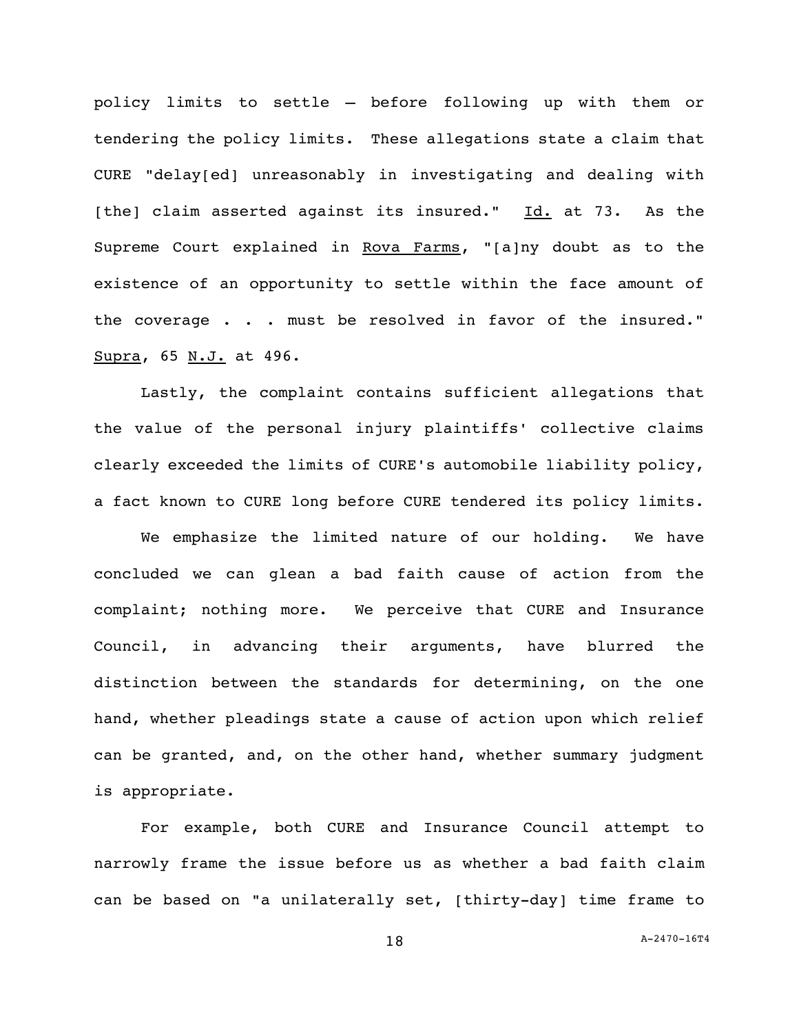policy limits to settle – before following up with them or tendering the policy limits. These allegations state a claim that CURE "delay[ed] unreasonably in investigating and dealing with [the] claim asserted against its insured." Id. at 73. As the Supreme Court explained in Rova Farms, "[a]ny doubt as to the existence of an opportunity to settle within the face amount of the coverage . . . must be resolved in favor of the insured." Supra, 65 N.J. at 496.

Lastly, the complaint contains sufficient allegations that the value of the personal injury plaintiffs' collective claims clearly exceeded the limits of CURE's automobile liability policy, a fact known to CURE long before CURE tendered its policy limits.

We emphasize the limited nature of our holding. We have concluded we can glean a bad faith cause of action from the complaint; nothing more. We perceive that CURE and Insurance Council, in advancing their arguments, have blurred the distinction between the standards for determining, on the one hand, whether pleadings state a cause of action upon which relief can be granted, and, on the other hand, whether summary judgment is appropriate.

For example, both CURE and Insurance Council attempt to narrowly frame the issue before us as whether a bad faith claim can be based on "a unilaterally set, [thirty-day] time frame to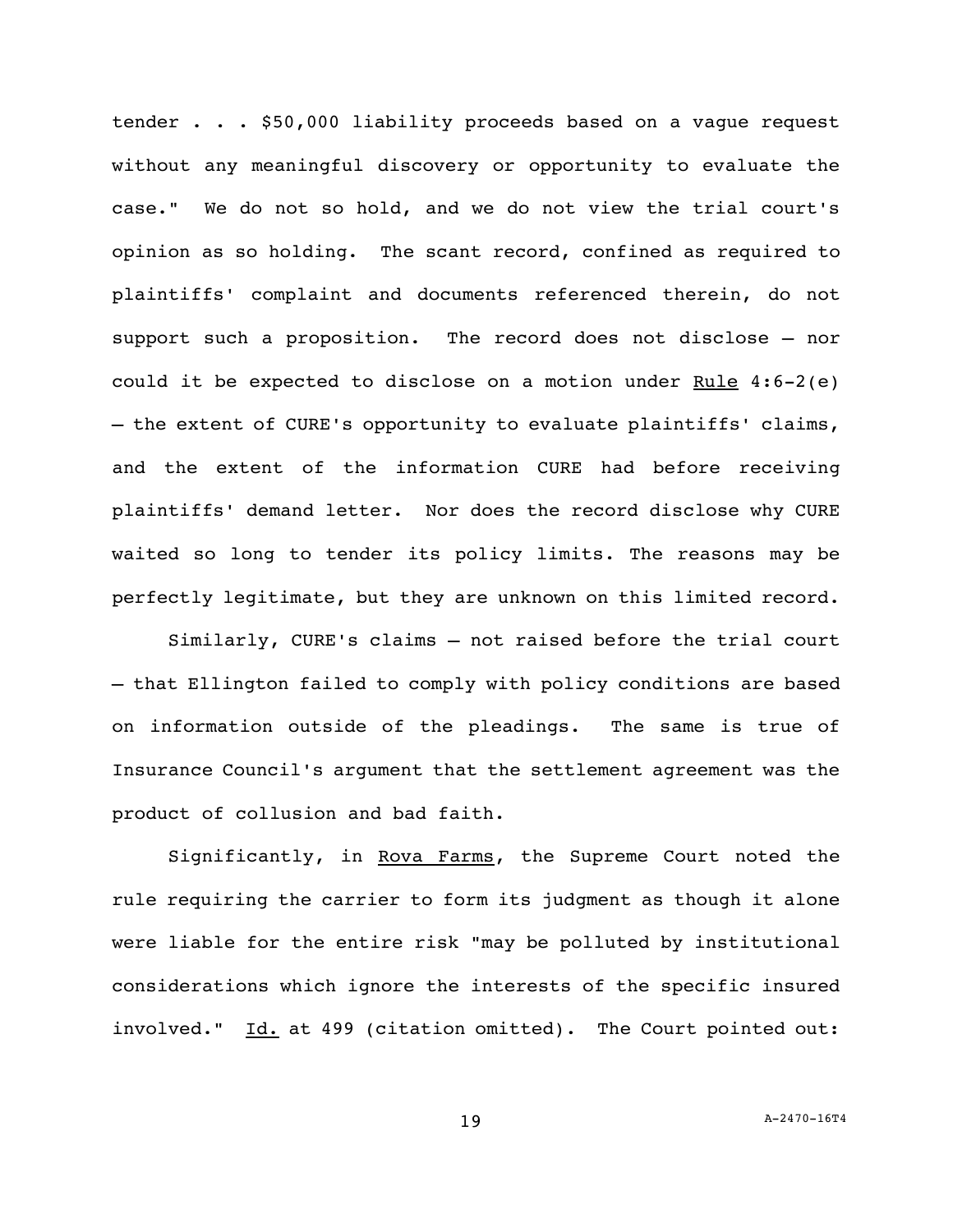tender . . . $50,000 liability proceeds based on a vague request without any meaningful discovery or opportunity to evaluate the case." We do not so hold, and we do not view the trial court's opinion as so holding. The scant record, confined as required to plaintiffs' complaint and documents referenced therein, do not support such a proposition. The record does not disclose – nor could it be expected to disclose on a motion under Rule 4:6-2(e) – the extent of CURE's opportunity to evaluate plaintiffs' claims, and the extent of the information CURE had before receiving plaintiffs' demand letter. Nor does the record disclose why CURE waited so long to tender its policy limits. The reasons may be perfectly legitimate, but they are unknown on this limited record.

Similarly, CURE's claims – not raised before the trial court – that Ellington failed to comply with policy conditions are based on information outside of the pleadings. The same is true of Insurance Council's argument that the settlement agreement was the product of collusion and bad faith.

Significantly, in Rova Farms, the Supreme Court noted the rule requiring the carrier to form its judgment as though it alone were liable for the entire risk "may be polluted by institutional considerations which ignore the interests of the specific insured involved." Id. at 499 (citation omitted). The Court pointed out: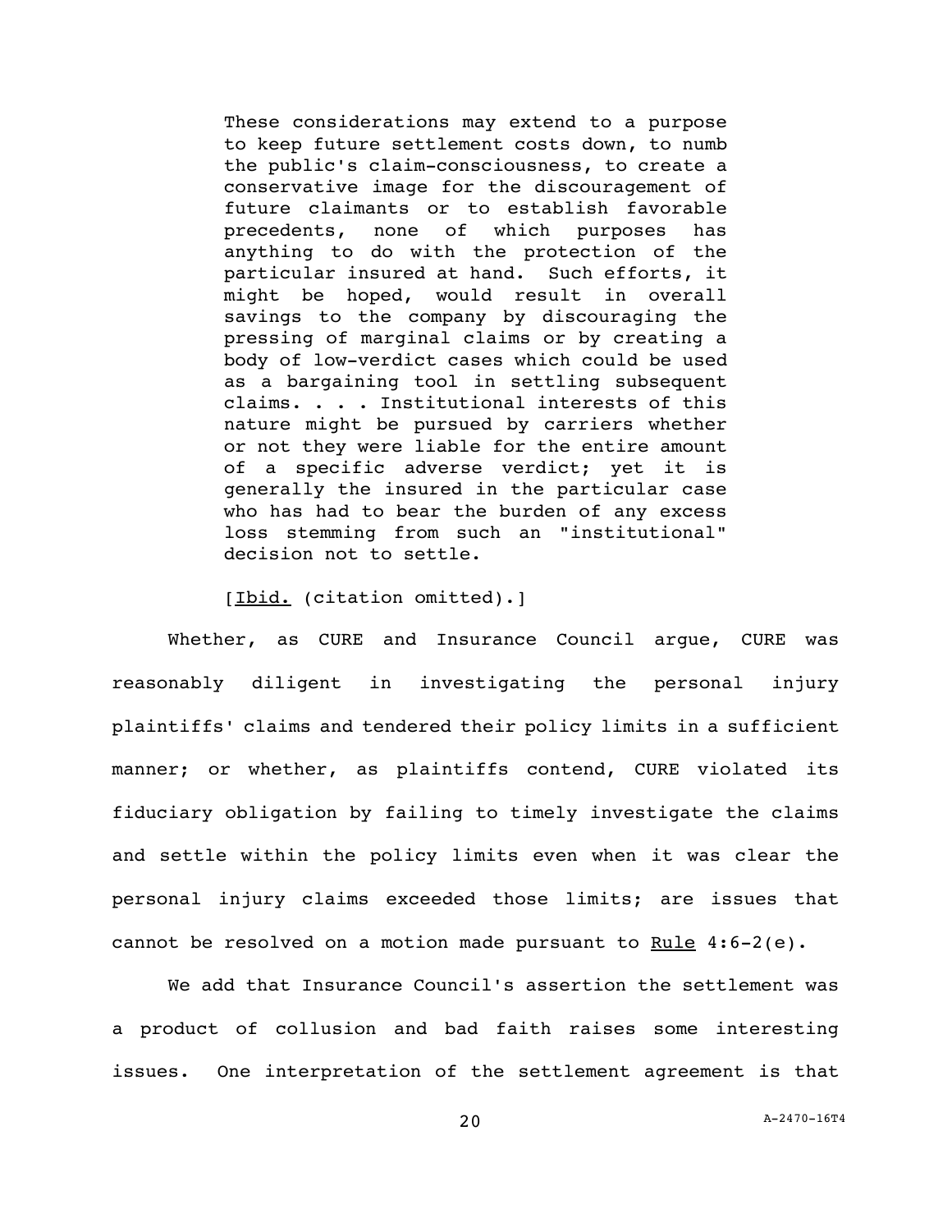> These considerations may extend to a purpose to keep future settlement costs down, to numb the public's claim-consciousness, to create a conservative image for the discouragement of future claimants or to establish favorable precedents, none of which purposes has anything to do with the protection of the particular insured at hand. Such efforts, it might be hoped, would result in overall savings to the company by discouraging the pressing of marginal claims or by creating a body of low-verdict cases which could be used as a bargaining tool in settling subsequent claims. . . . Institutional interests of this nature might be pursued by carriers whether or not they were liable for the entire amount of a specific adverse verdict; yet it is generally the insured in the particular case who has had to bear the burden of any excess loss stemming from such an "institutional" decision not to settle.
>
> [Ibid. (citation omitted).]

Whether, as CURE and Insurance Council argue, CURE was reasonably diligent in investigating the personal injury plaintiffs' claims and tendered their policy limits in a sufficient manner; or whether, as plaintiffs contend, CURE violated its fiduciary obligation by failing to timely investigate the claims and settle within the policy limits even when it was clear the personal injury claims exceeded those limits; are issues that cannot be resolved on a motion made pursuant to Rule 4:6-2(e).

We add that Insurance Council's assertion the settlement was a product of collusion and bad faith raises some interesting issues. One interpretation of the settlement agreement is that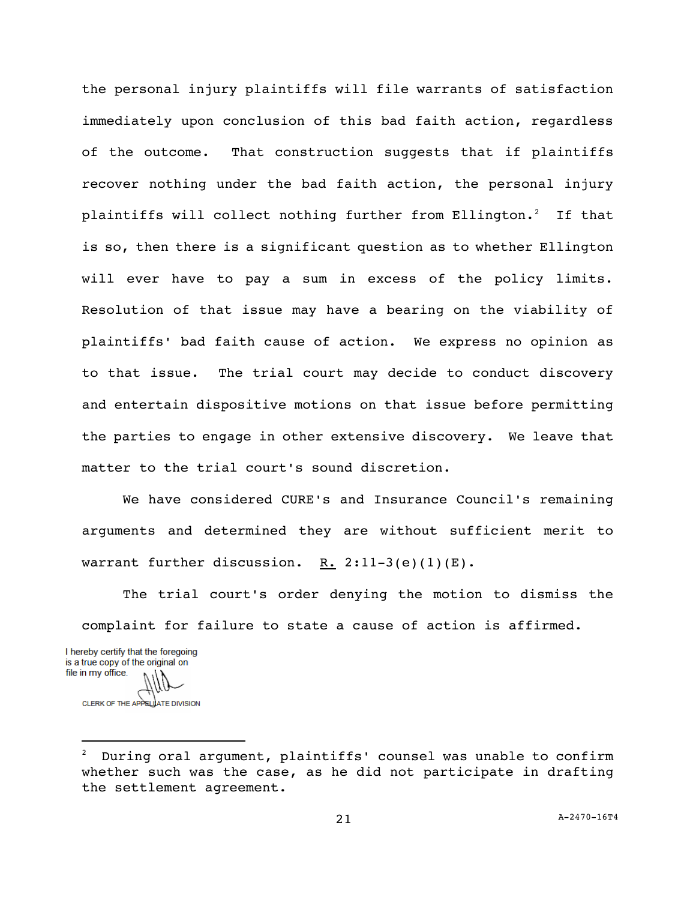the personal injury plaintiffs will file warrants of satisfaction immediately upon conclusion of this bad faith action, regardless of the outcome. That construction suggests that if plaintiffs recover nothing under the bad faith action, the personal injury plaintiffs will collect nothing further from Ellington.[2] If that is so, then there is a significant question as to whether Ellington will ever have to pay a sum in excess of the policy limits. Resolution of that issue may have a bearing on the viability of plaintiffs' bad faith cause of action. We express no opinion as to that issue. The trial court may decide to conduct discovery and entertain dispositive motions on that issue before permitting the parties to engage in other extensive discovery. We leave that matter to the trial court's sound discretion.

We have considered CURE's and Insurance Council's remaining arguments and determined they are without sufficient merit to warrant further discussion. R. 2:11-3(e)(1)(E).

The trial court's order denying the motion to dismiss the complaint for failure to state a cause of action is affirmed.

I hereby certify that the foregoing is a true copy of the original on file in my office.

CLERK OF THE APPELLATE DIVISION

---

[2] During oral argument, plaintiffs' counsel was unable to confirm whether such was the case, as he did not participate in drafting the settlement agreement.